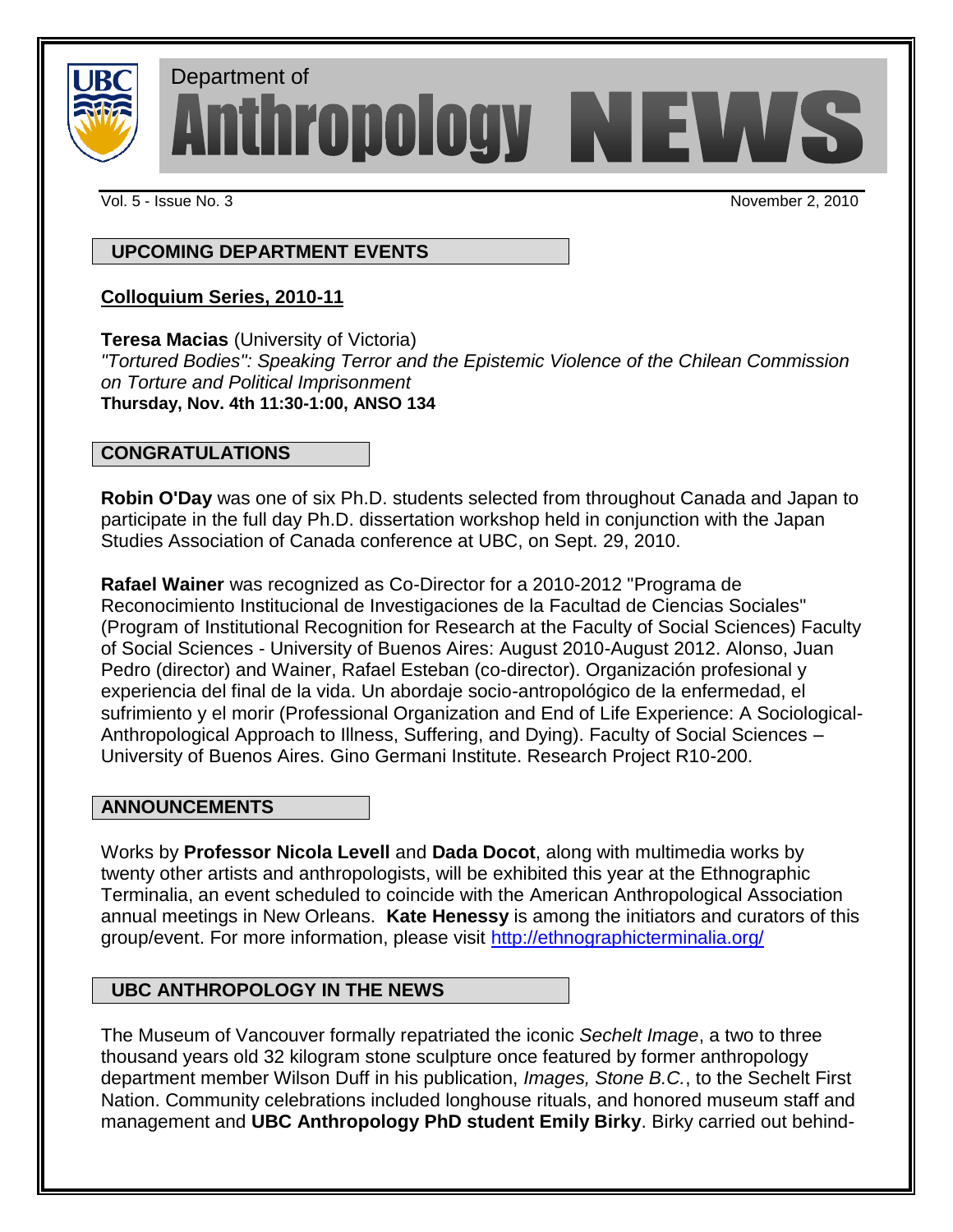# Department of Anthropology NEWS

Vol. 5 - Issue No. 3 | November 2, 2010

## UPCOMING DEPARTMENT EVENTS

### Colloquium Series, 2010-11

**Teresa Macias** (University of Victoria)
*"Tortured Bodies": Speaking Terror and the Epistemic Violence of the Chilean Commission on Torture and Political Imprisonment*
**Thursday, Nov. 4th 11:30-1:00, ANSO 134**

## CONGRATULATIONS

**Robin O'Day** was one of six Ph.D. students selected from throughout Canada and Japan to participate in the full day Ph.D. dissertation workshop held in conjunction with the Japan Studies Association of Canada conference at UBC, on Sept. 29, 2010.

**Rafael Wainer** was recognized as Co-Director for a 2010-2012 "Programa de Reconocimiento Institucional de Investigaciones de la Facultad de Ciencias Sociales" (Program of Institutional Recognition for Research at the Faculty of Social Sciences) Faculty of Social Sciences - University of Buenos Aires: August 2010-August 2012. Alonso, Juan Pedro (director) and Wainer, Rafael Esteban (co-director). Organización profesional y experiencia del final de la vida. Un abordaje socio-antropológico de la enfermedad, el sufrimiento y el morir (Professional Organization and End of Life Experience: A Sociological-Anthropological Approach to Illness, Suffering, and Dying). Faculty of Social Sciences – University of Buenos Aires. Gino Germani Institute. Research Project R10-200.

## ANNOUNCEMENTS

Works by **Professor Nicola Levell** and **Dada Docot**, along with multimedia works by twenty other artists and anthropologists, will be exhibited this year at the Ethnographic Terminalia, an event scheduled to coincide with the American Anthropological Association annual meetings in New Orleans. **Kate Henessy** is among the initiators and curators of this group/event. For more information, please visit [http://ethnographicterminalia.org/](http://ethnographicterminalia.org/)

## UBC ANTHROPOLOGY IN THE NEWS

The Museum of Vancouver formally repatriated the iconic *Sechelt Image*, a two to three thousand years old 32 kilogram stone sculpture once featured by former anthropology department member Wilson Duff in his publication, *Images, Stone B.C.*, to the Sechelt First Nation. Community celebrations included longhouse rituals, and honored museum staff and management and **UBC Anthropology PhD student Emily Birky**. Birky carried out behind-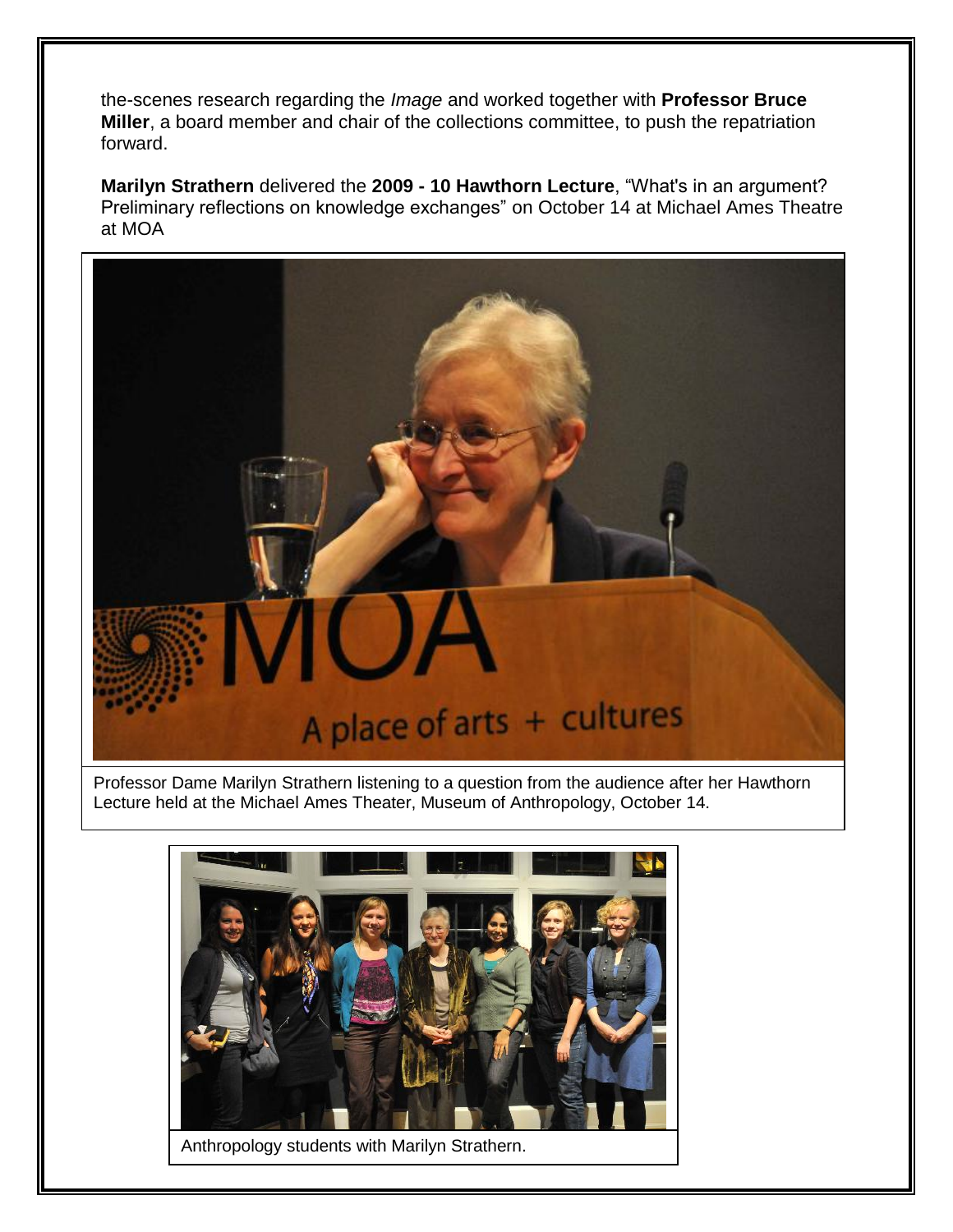the-scenes research regarding the *Image* and worked together with **Professor Bruce Miller**, a board member and chair of the collections committee, to push the repatriation forward.

**Marilyn Strathern** delivered the **2009 - 10 Hawthorn Lecture**, “What's in an argument? Preliminary reflections on knowledge exchanges” on October 14 at Michael Ames Theatre at MOA

Professor Dame Marilyn Strathern listening to a question from the audience after her Hawthorn Lecture held at the Michael Ames Theater, Museum of Anthropology, October 14.

Anthropology students with Marilyn Strathern.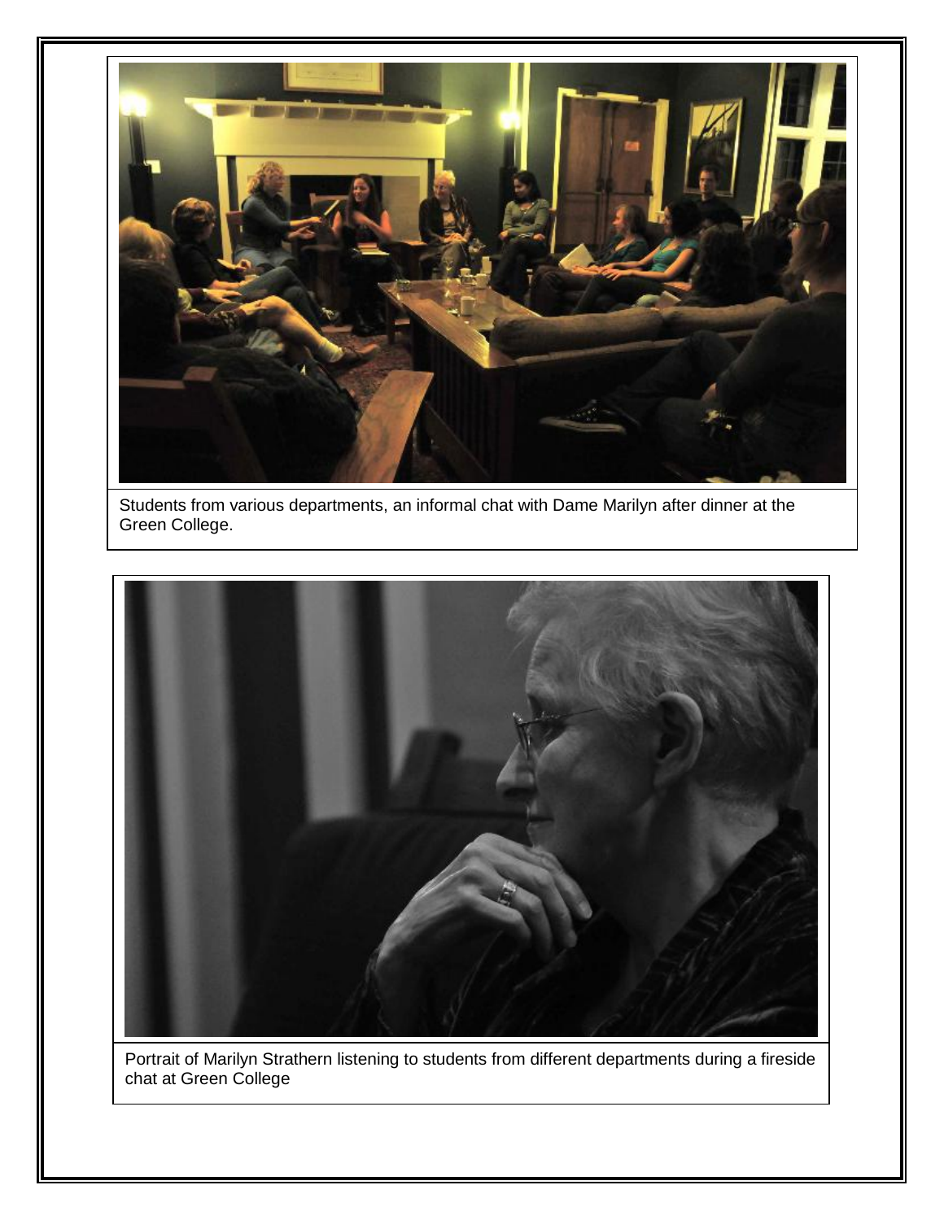Students from various departments, an informal chat with Dame Marilyn after dinner at the Green College.

Portrait of Marilyn Strathern listening to students from different departments during a fireside chat at Green College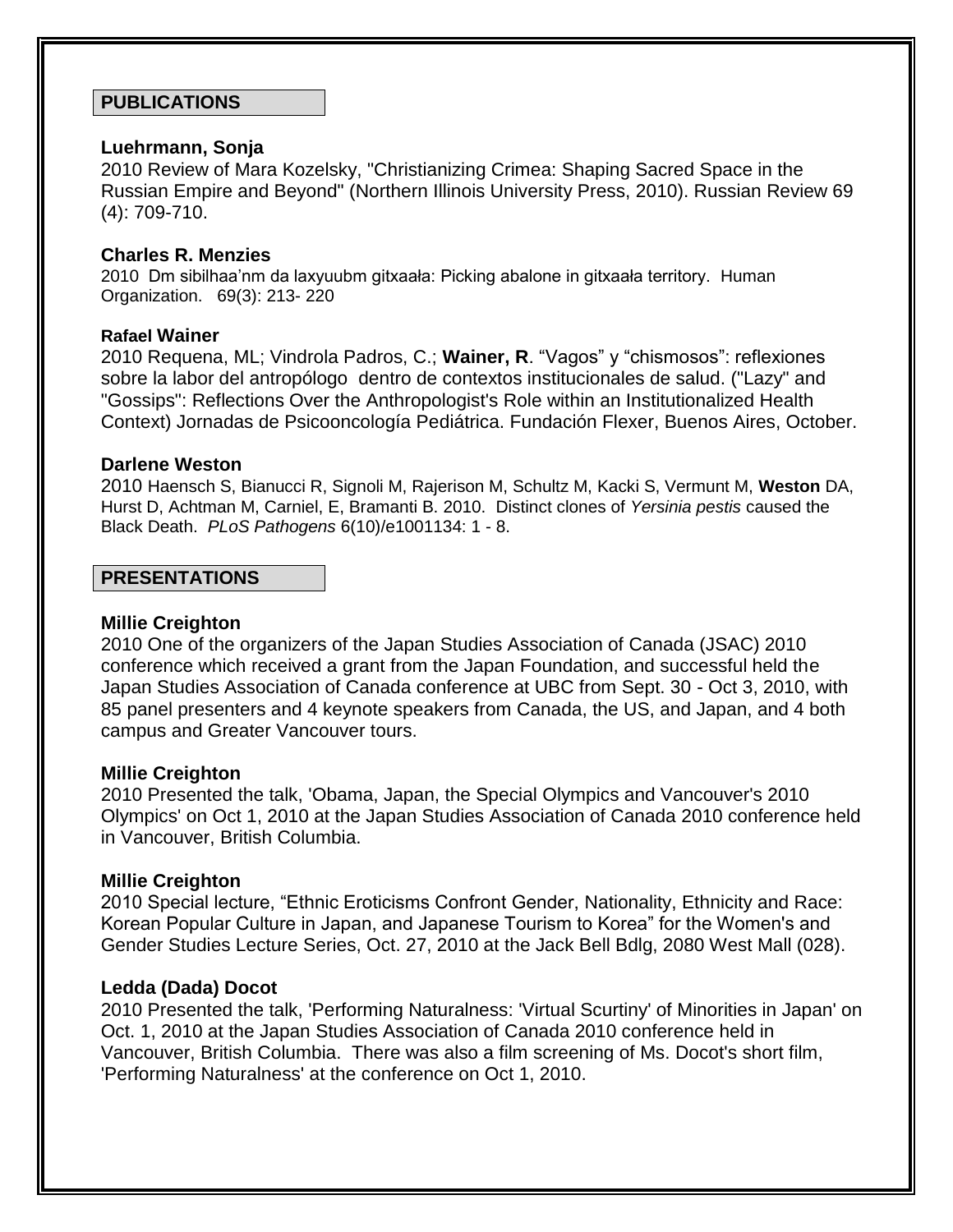## PUBLICATIONS

**Luehrmann, Sonja**

2010 Review of Mara Kozelsky, "Christianizing Crimea: Shaping Sacred Space in the Russian Empire and Beyond" (Northern Illinois University Press, 2010). Russian Review 69 (4): 709-710.

**Charles R. Menzies**

2010 Dm sibilhaa'nm da laxyuubm gitxaała: Picking abalone in gitxaała territory. Human Organization. 69(3): 213- 220

**Rafael Wainer**

2010 Requena, ML; Vindrola Padros, C.; **Wainer, R**. "Vagos" y "chismosos": reflexiones sobre la labor del antropólogo dentro de contextos institucionales de salud. ("Lazy" and "Gossips": Reflections Over the Anthropologist's Role within an Institutionalized Health Context) Jornadas de Psicooncología Pediátrica. Fundación Flexer, Buenos Aires, October.

**Darlene Weston**

2010 Haensch S, Bianucci R, Signoli M, Rajerison M, Schultz M, Kacki S, Vermunt M, **Weston** DA, Hurst D, Achtman M, Carniel, E, Bramanti B. 2010. Distinct clones of *Yersinia pestis* caused the Black Death. *PLoS Pathogens* 6(10)/e1001134: 1 - 8.

## PRESENTATIONS

**Millie Creighton**

2010 One of the organizers of the Japan Studies Association of Canada (JSAC) 2010 conference which received a grant from the Japan Foundation, and successful held the Japan Studies Association of Canada conference at UBC from Sept. 30 - Oct 3, 2010, with 85 panel presenters and 4 keynote speakers from Canada, the US, and Japan, and 4 both campus and Greater Vancouver tours.

**Millie Creighton**

2010 Presented the talk, 'Obama, Japan, the Special Olympics and Vancouver's 2010 Olympics' on Oct 1, 2010 at the Japan Studies Association of Canada 2010 conference held in Vancouver, British Columbia.

**Millie Creighton**

2010 Special lecture, "Ethnic Eroticisms Confront Gender, Nationality, Ethnicity and Race: Korean Popular Culture in Japan, and Japanese Tourism to Korea" for the Women's and Gender Studies Lecture Series, Oct. 27, 2010 at the Jack Bell Bdlg, 2080 West Mall (028).

**Ledda (Dada) Docot**

2010 Presented the talk, 'Performing Naturalness: 'Virtual Scurtiny' of Minorities in Japan' on Oct. 1, 2010 at the Japan Studies Association of Canada 2010 conference held in Vancouver, British Columbia. There was also a film screening of Ms. Docot's short film, 'Performing Naturalness' at the conference on Oct 1, 2010.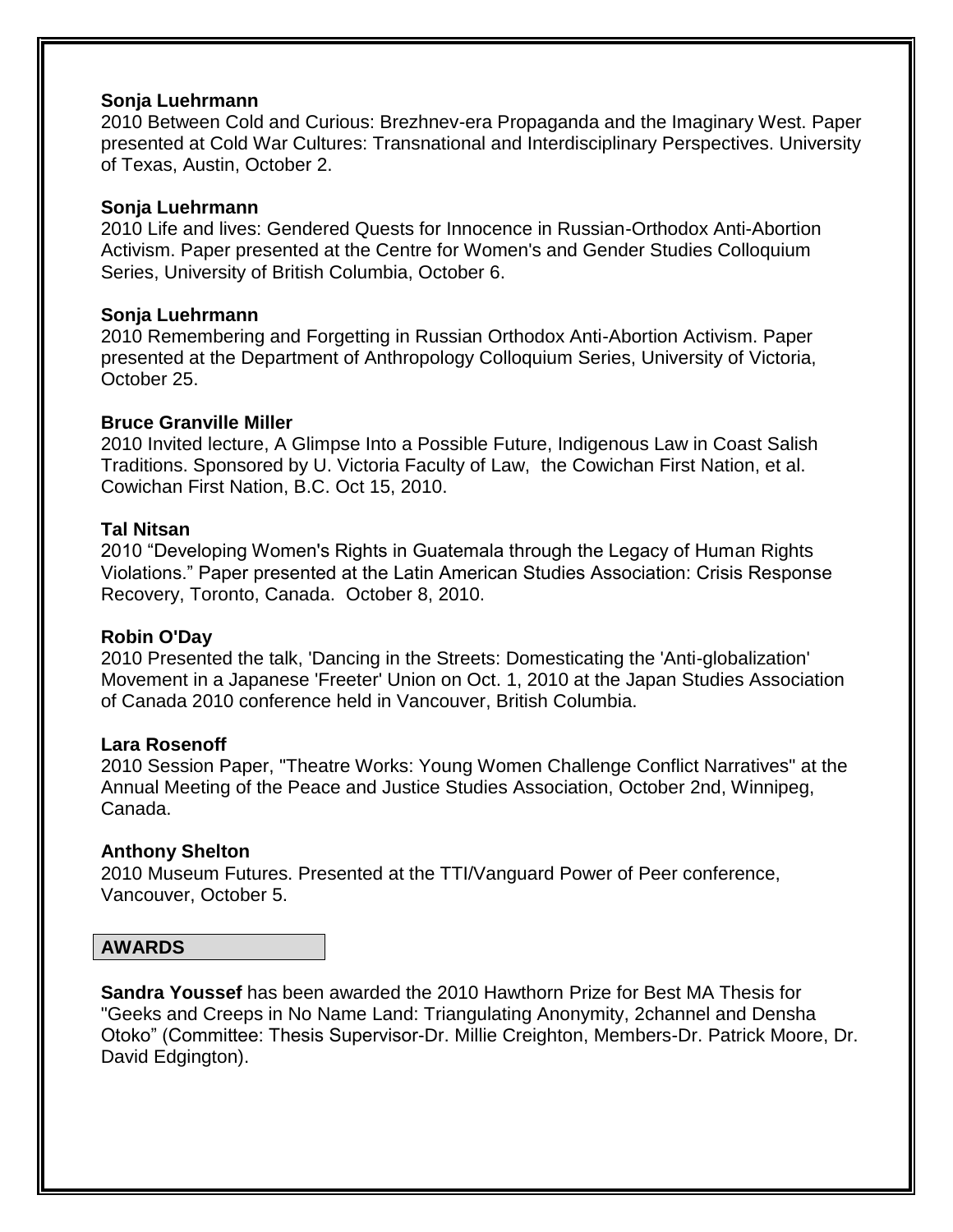**Sonja Luehrmann**
2010 Between Cold and Curious: Brezhnev-era Propaganda and the Imaginary West. Paper presented at Cold War Cultures: Transnational and Interdisciplinary Perspectives. University of Texas, Austin, October 2.

**Sonja Luehrmann**
2010 Life and lives: Gendered Quests for Innocence in Russian-Orthodox Anti-Abortion Activism. Paper presented at the Centre for Women's and Gender Studies Colloquium Series, University of British Columbia, October 6.

**Sonja Luehrmann**
2010 Remembering and Forgetting in Russian Orthodox Anti-Abortion Activism. Paper presented at the Department of Anthropology Colloquium Series, University of Victoria, October 25.

**Bruce Granville Miller**
2010 Invited lecture, A Glimpse Into a Possible Future, Indigenous Law in Coast Salish Traditions. Sponsored by U. Victoria Faculty of Law, the Cowichan First Nation, et al. Cowichan First Nation, B.C. Oct 15, 2010.

**Tal Nitsan**
2010 "Developing Women's Rights in Guatemala through the Legacy of Human Rights Violations." Paper presented at the Latin American Studies Association: Crisis Response Recovery, Toronto, Canada. October 8, 2010.

**Robin O'Day**
2010 Presented the talk, 'Dancing in the Streets: Domesticating the 'Anti-globalization' Movement in a Japanese 'Freeter' Union on Oct. 1, 2010 at the Japan Studies Association of Canada 2010 conference held in Vancouver, British Columbia.

**Lara Rosenoff**
2010 Session Paper, "Theatre Works: Young Women Challenge Conflict Narratives" at the Annual Meeting of the Peace and Justice Studies Association, October 2nd, Winnipeg, Canada.

**Anthony Shelton**
2010 Museum Futures. Presented at the TTI/Vanguard Power of Peer conference, Vancouver, October 5.

## AWARDS

**Sandra Youssef** has been awarded the 2010 Hawthorn Prize for Best MA Thesis for "Geeks and Creeps in No Name Land: Triangulating Anonymity, 2channel and Densha Otoko" (Committee: Thesis Supervisor-Dr. Millie Creighton, Members-Dr. Patrick Moore, Dr. David Edgington).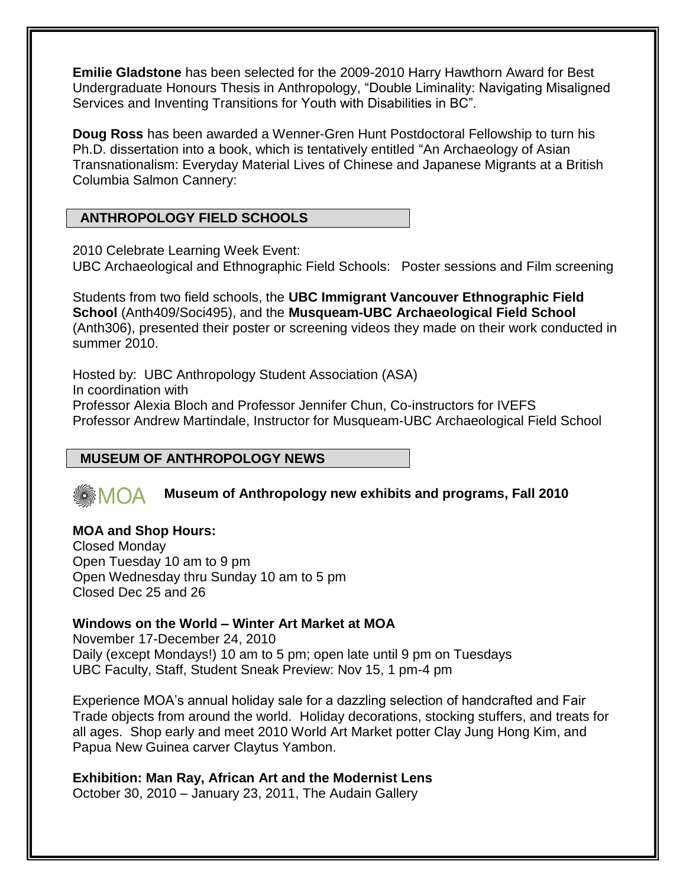**Emilie Gladstone** has been selected for the 2009-2010 Harry Hawthorn Award for Best Undergraduate Honours Thesis in Anthropology, "Double Liminality: Navigating Misaligned Services and Inventing Transitions for Youth with Disabilities in BC".

**Doug Ross** has been awarded a Wenner-Gren Hunt Postdoctoral Fellowship to turn his Ph.D. dissertation into a book, which is tentatively entitled "An Archaeology of Asian Transnationalism: Everyday Material Lives of Chinese and Japanese Migrants at a British Columbia Salmon Cannery:

## ANTHROPOLOGY FIELD SCHOOLS

2010 Celebrate Learning Week Event:
UBC Archaeological and Ethnographic Field Schools: Poster sessions and Film screening

Students from two field schools, the **UBC Immigrant Vancouver Ethnographic Field School** (Anth409/Soci495), and the **Musqueam-UBC Archaeological Field School** (Anth306), presented their poster or screening videos they made on their work conducted in summer 2010.

Hosted by: UBC Anthropology Student Association (ASA)
In coordination with
Professor Alexia Bloch and Professor Jennifer Chun, Co-instructors for IVEFS
Professor Andrew Martindale, Instructor for Musqueam-UBC Archaeological Field School

## MUSEUM OF ANTHROPOLOGY NEWS

MOA **Museum of Anthropology new exhibits and programs, Fall 2010**

**MOA and Shop Hours:**
Closed Monday
Open Tuesday 10 am to 9 pm
Open Wednesday thru Sunday 10 am to 5 pm
Closed Dec 25 and 26

**Windows on the World – Winter Art Market at MOA**
November 17-December 24, 2010
Daily (except Mondays!) 10 am to 5 pm; open late until 9 pm on Tuesdays
UBC Faculty, Staff, Student Sneak Preview: Nov 15, 1 pm-4 pm

Experience MOA's annual holiday sale for a dazzling selection of handcrafted and Fair Trade objects from around the world. Holiday decorations, stocking stuffers, and treats for all ages. Shop early and meet 2010 World Art Market potter Clay Jung Hong Kim, and Papua New Guinea carver Claytus Yambon.

**Exhibition: Man Ray, African Art and the Modernist Lens**
October 30, 2010 – January 23, 2011, The Audain Gallery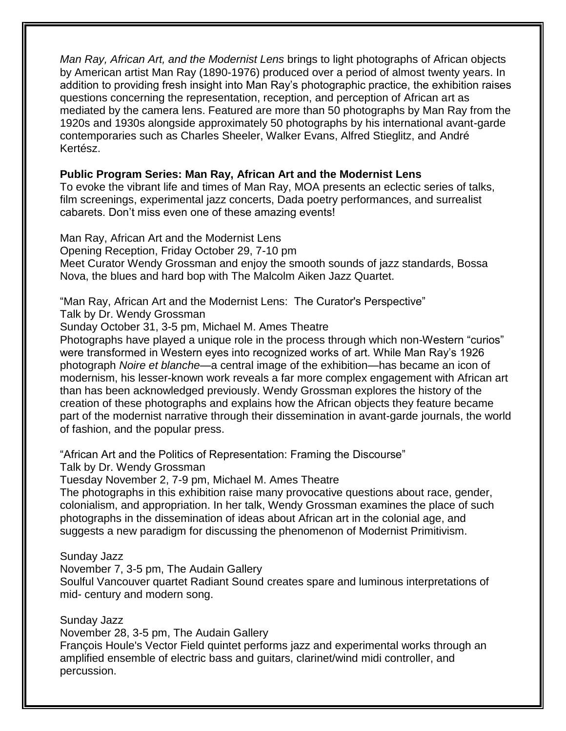*Man Ray, African Art, and the Modernist Lens* brings to light photographs of African objects by American artist Man Ray (1890-1976) produced over a period of almost twenty years. In addition to providing fresh insight into Man Ray's photographic practice, the exhibition raises questions concerning the representation, reception, and perception of African art as mediated by the camera lens. Featured are more than 50 photographs by Man Ray from the 1920s and 1930s alongside approximately 50 photographs by his international avant-garde contemporaries such as Charles Sheeler, Walker Evans, Alfred Stieglitz, and André Kertész.

**Public Program Series: Man Ray, African Art and the Modernist Lens**

To evoke the vibrant life and times of Man Ray, MOA presents an eclectic series of talks, film screenings, experimental jazz concerts, Dada poetry performances, and surrealist cabarets. Don't miss even one of these amazing events!

Man Ray, African Art and the Modernist Lens
Opening Reception, Friday October 29, 7-10 pm
Meet Curator Wendy Grossman and enjoy the smooth sounds of jazz standards, Bossa Nova, the blues and hard bop with The Malcolm Aiken Jazz Quartet.

"Man Ray, African Art and the Modernist Lens: The Curator's Perspective"
Talk by Dr. Wendy Grossman
Sunday October 31, 3-5 pm, Michael M. Ames Theatre
Photographs have played a unique role in the process through which non-Western "curios" were transformed in Western eyes into recognized works of art. While Man Ray's 1926 photograph *Noire et blanche*—a central image of the exhibition—has became an icon of modernism, his lesser-known work reveals a far more complex engagement with African art than has been acknowledged previously. Wendy Grossman explores the history of the creation of these photographs and explains how the African objects they feature became part of the modernist narrative through their dissemination in avant-garde journals, the world of fashion, and the popular press.

"African Art and the Politics of Representation: Framing the Discourse"
Talk by Dr. Wendy Grossman
Tuesday November 2, 7-9 pm, Michael M. Ames Theatre
The photographs in this exhibition raise many provocative questions about race, gender, colonialism, and appropriation. In her talk, Wendy Grossman examines the place of such photographs in the dissemination of ideas about African art in the colonial age, and suggests a new paradigm for discussing the phenomenon of Modernist Primitivism.

Sunday Jazz
November 7, 3-5 pm, The Audain Gallery
Soulful Vancouver quartet Radiant Sound creates spare and luminous interpretations of mid- century and modern song.

Sunday Jazz
November 28, 3-5 pm, The Audain Gallery
François Houle's Vector Field quintet performs jazz and experimental works through an amplified ensemble of electric bass and guitars, clarinet/wind midi controller, and percussion.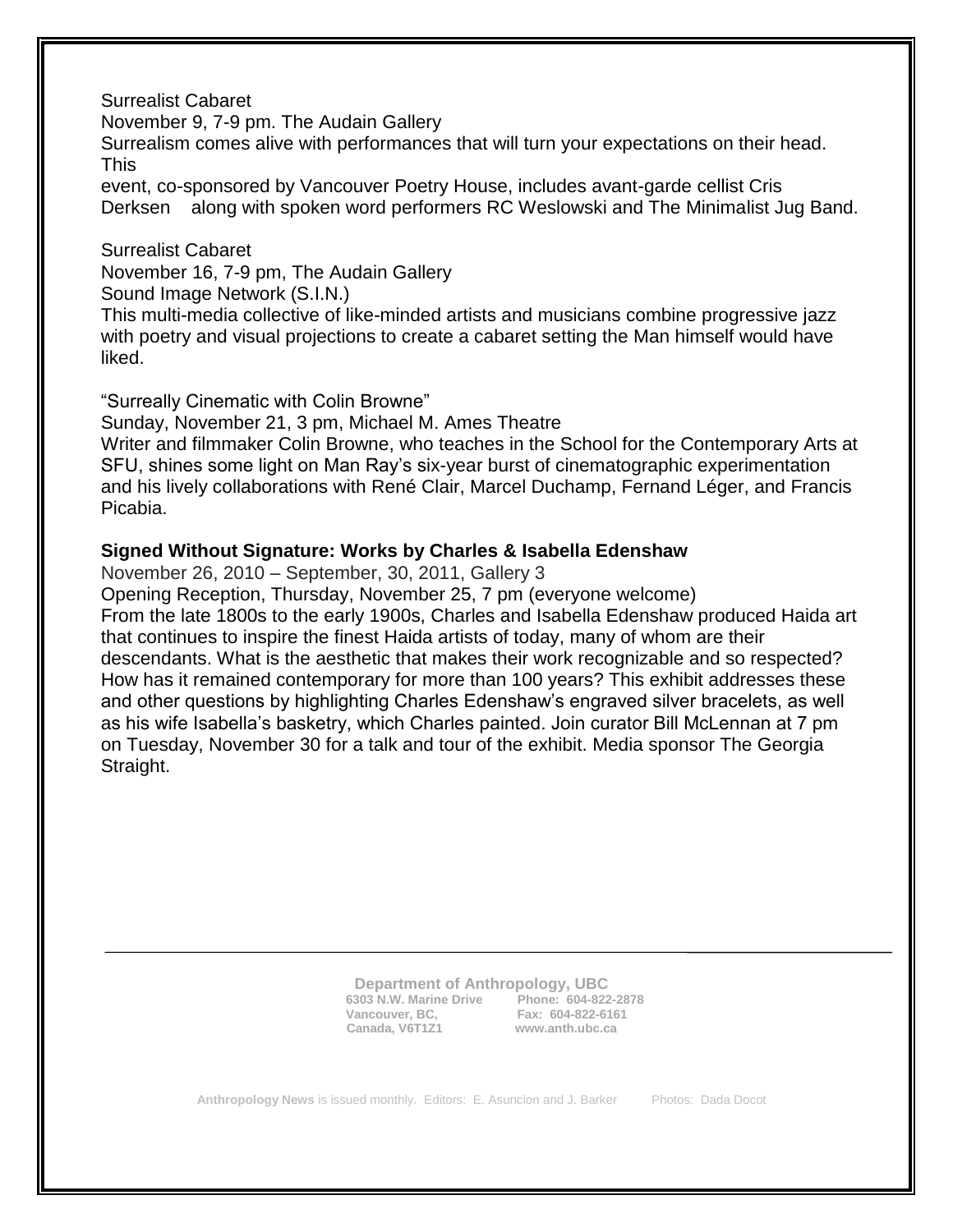Surrealist Cabaret
November 9, 7-9 pm. The Audain Gallery
Surrealism comes alive with performances that will turn your expectations on their head. This
event, co-sponsored by Vancouver Poetry House, includes avant-garde cellist Cris Derksen along with spoken word performers RC Weslowski and The Minimalist Jug Band.

Surrealist Cabaret
November 16, 7-9 pm, The Audain Gallery
Sound Image Network (S.I.N.)
This multi-media collective of like-minded artists and musicians combine progressive jazz with poetry and visual projections to create a cabaret setting the Man himself would have liked.

"Surreally Cinematic with Colin Browne"
Sunday, November 21, 3 pm, Michael M. Ames Theatre
Writer and filmmaker Colin Browne, who teaches in the School for the Contemporary Arts at SFU, shines some light on Man Ray's six-year burst of cinematographic experimentation and his lively collaborations with René Clair, Marcel Duchamp, Fernand Léger, and Francis Picabia.

**Signed Without Signature: Works by Charles & Isabella Edenshaw**
November 26, 2010 – September, 30, 2011, Gallery 3
Opening Reception, Thursday, November 25, 7 pm (everyone welcome)
From the late 1800s to the early 1900s, Charles and Isabella Edenshaw produced Haida art that continues to inspire the finest Haida artists of today, many of whom are their descendants. What is the aesthetic that makes their work recognizable and so respected? How has it remained contemporary for more than 100 years? This exhibit addresses these and other questions by highlighting Charles Edenshaw's engraved silver bracelets, as well as his wife Isabella's basketry, which Charles painted. Join curator Bill McLennan at 7 pm on Tuesday, November 30 for a talk and tour of the exhibit. Media sponsor The Georgia Straight.

---

**Department of Anthropology, UBC**
6303 N.W. Marine Drive Phone: 604-822-2878
Vancouver, BC, Fax: 604-822-6161
Canada, V6T1Z1 www.anth.ubc.ca

**Anthropology News** is issued monthly. Editors: E. Asuncion and J. Barker Photos: Dada Docot